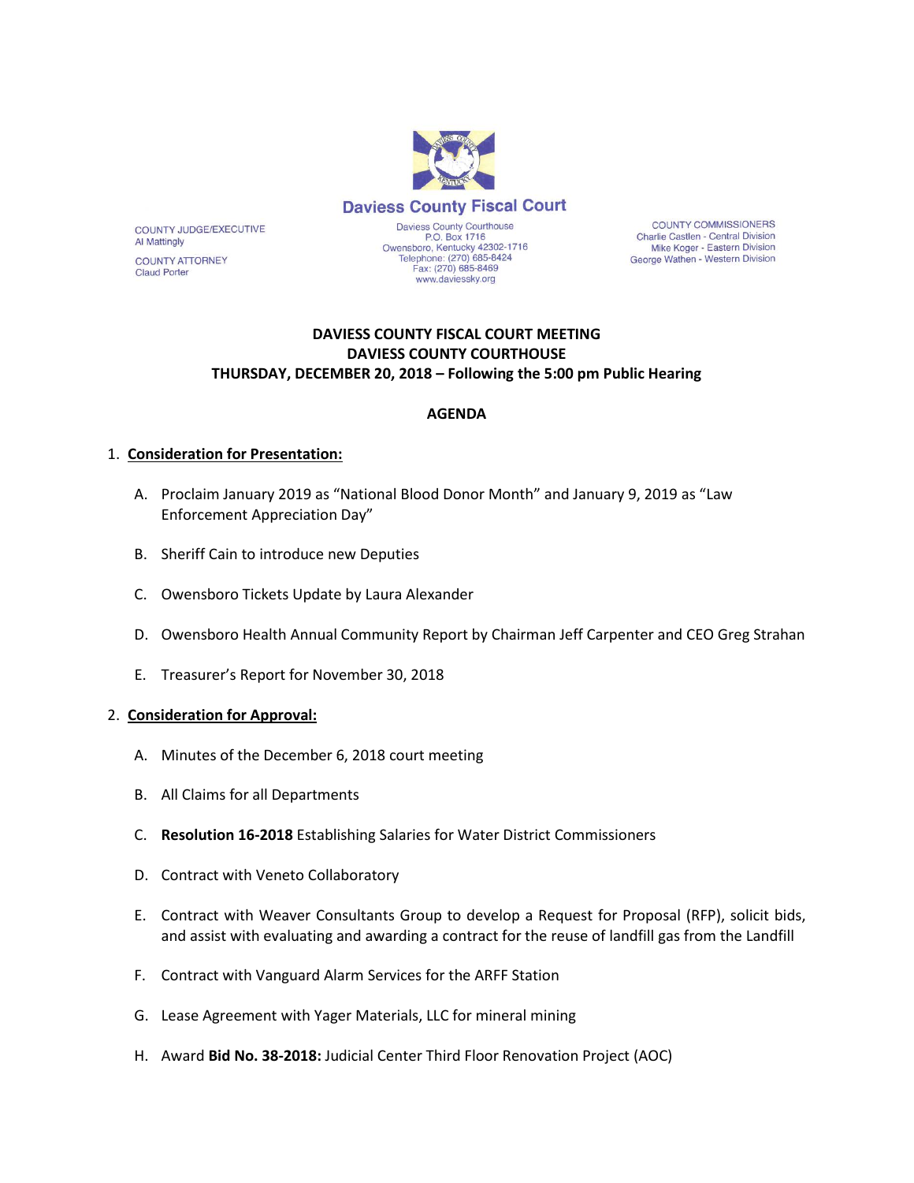**Daviess County Fiscal Court**

COUNTY JUDGE/EXECUTIVE
Al Mattingly

COUNTY ATTORNEY
Claud Porter

Daviess County Courthouse
P.O. Box 1716
Owensboro, Kentucky 42302-1716
Telephone: (270) 685-8424
Fax: (270) 685-8469
www.daviessky.org

COUNTY COMMISSIONERS
Charlie Castlen - Central Division
Mike Koger - Eastern Division
George Wathen - Western Division

**DAVIESS COUNTY FISCAL COURT MEETING**
**DAVIESS COUNTY COURTHOUSE**
**THURSDAY, DECEMBER 20, 2018 – Following the 5:00 pm Public Hearing**

**AGENDA**

1. **Consideration for Presentation:**

   A. Proclaim January 2019 as "National Blood Donor Month" and January 9, 2019 as "Law Enforcement Appreciation Day"

   B. Sheriff Cain to introduce new Deputies

   C. Owensboro Tickets Update by Laura Alexander

   D. Owensboro Health Annual Community Report by Chairman Jeff Carpenter and CEO Greg Strahan

   E. Treasurer's Report for November 30, 2018

2. **Consideration for Approval:**

   A. Minutes of the December 6, 2018 court meeting

   B. All Claims for all Departments

   C. **Resolution 16-2018** Establishing Salaries for Water District Commissioners

   D. Contract with Veneto Collaboratory

   E. Contract with Weaver Consultants Group to develop a Request for Proposal (RFP), solicit bids, and assist with evaluating and awarding a contract for the reuse of landfill gas from the Landfill

   F. Contract with Vanguard Alarm Services for the ARFF Station

   G. Lease Agreement with Yager Materials, LLC for mineral mining

   H. Award **Bid No. 38-2018:** Judicial Center Third Floor Renovation Project (AOC)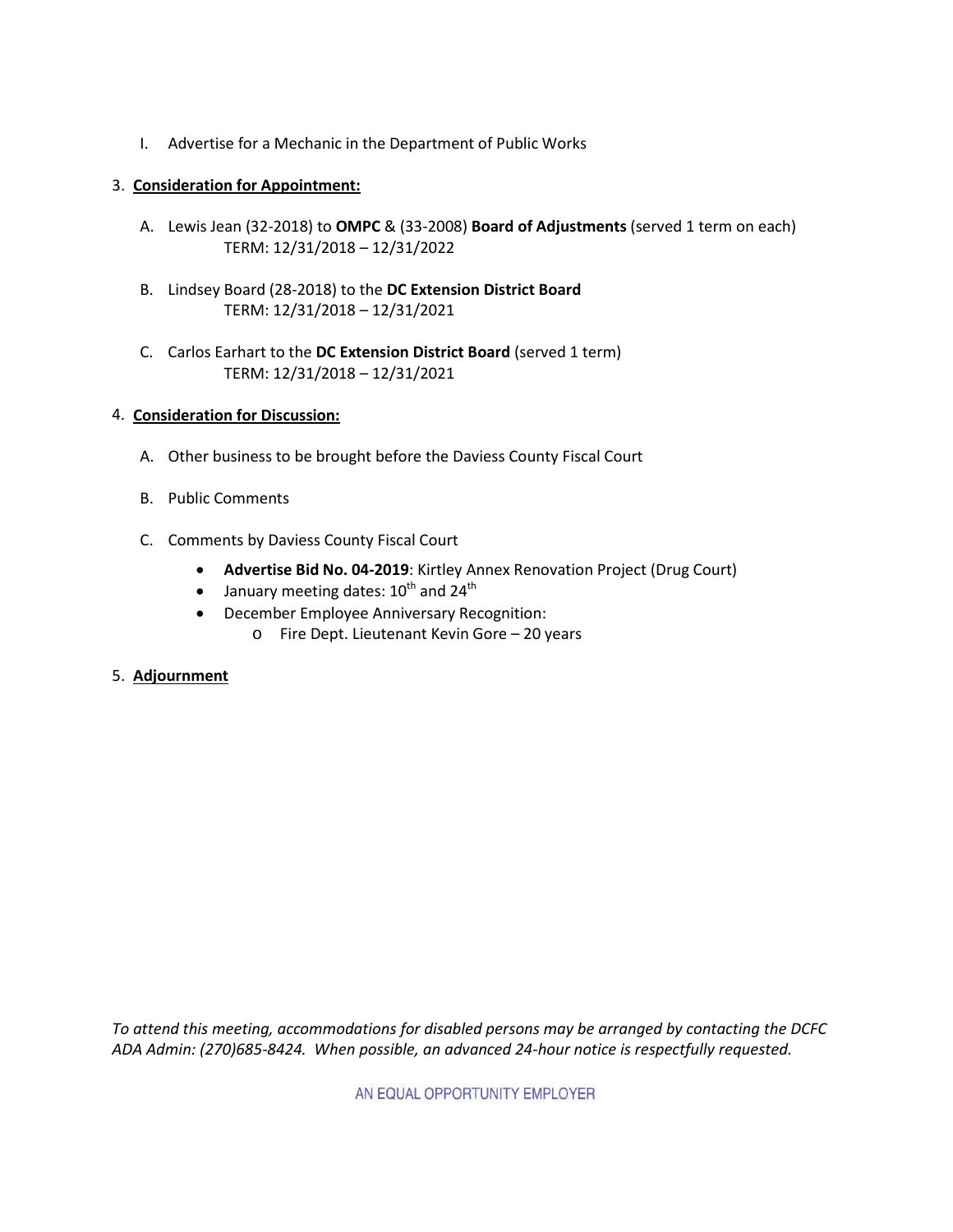I. Advertise for a Mechanic in the Department of Public Works

3. **Consideration for Appointment:**

   A. Lewis Jean (32-2018) to **OMPC** & (33-2008) **Board of Adjustments** (served 1 term on each)
      TERM: 12/31/2018 – 12/31/2022

   B. Lindsey Board (28-2018) to the **DC Extension District Board**
      TERM: 12/31/2018 – 12/31/2021

   C. Carlos Earhart to the **DC Extension District Board** (served 1 term)
      TERM: 12/31/2018 – 12/31/2021

4. **Consideration for Discussion:**

   A. Other business to be brought before the Daviess County Fiscal Court

   B. Public Comments

   C. Comments by Daviess County Fiscal Court

      - **Advertise Bid No. 04-2019**: Kirtley Annex Renovation Project (Drug Court)
      - January meeting dates: 10th and 24th
      - December Employee Anniversary Recognition:
         - Fire Dept. Lieutenant Kevin Gore – 20 years

5. **Adjournment**

*To attend this meeting, accommodations for disabled persons may be arranged by contacting the DCFC ADA Admin: (270)685-8424. When possible, an advanced 24-hour notice is respectfully requested.*

AN EQUAL OPPORTUNITY EMPLOYER